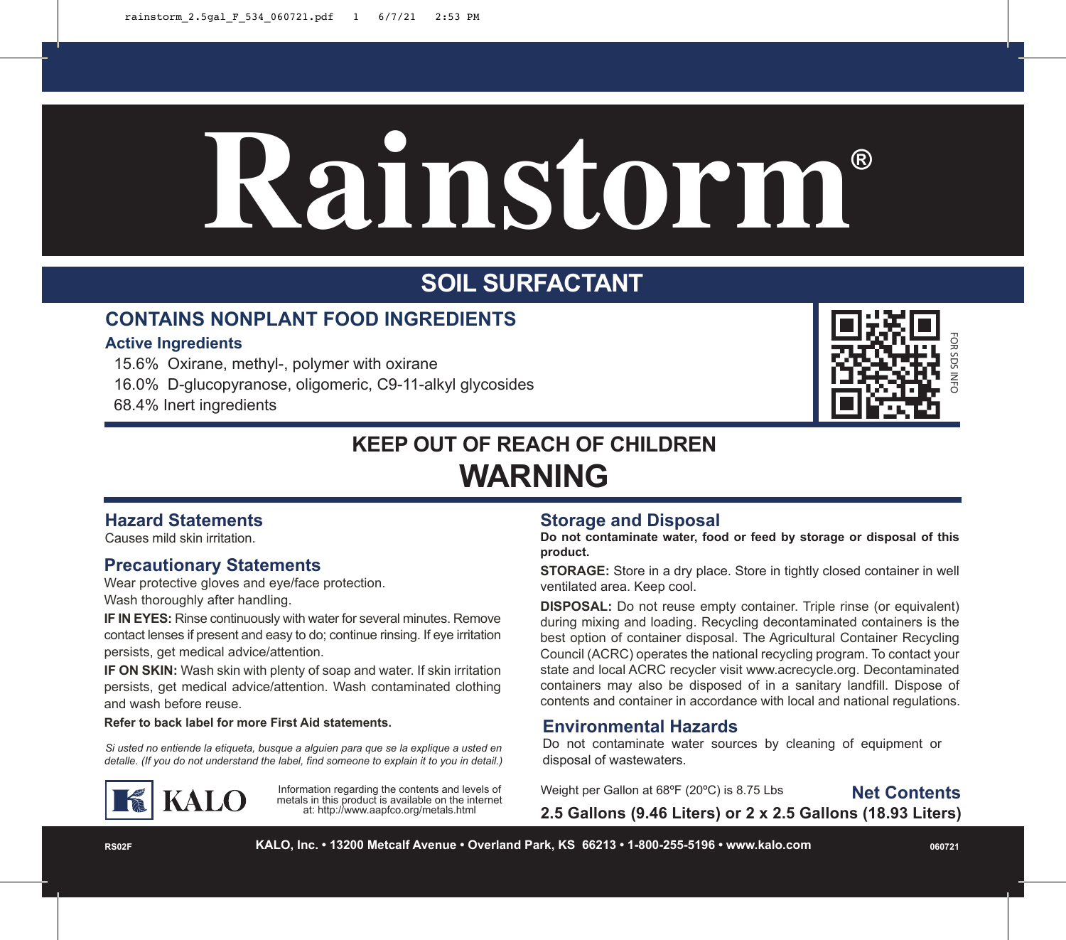# Rainstorm®

## SOIL SURFACTANT

### CONTAINS NONPLANT FOOD INGREDIENTS

**Active Ingredients**

15.6% Oxirane, methyl-, polymer with oxirane
16.0% D-glucopyranose, oligomeric, C9-11-alkyl glycosides
68.4% Inert ingredients

FOR SDS INFO

## KEEP OUT OF REACH OF CHILDREN

# WARNING

### Hazard Statements

Causes mild skin irritation.

### Precautionary Statements

Wear protective gloves and eye/face protection.
Wash thoroughly after handling.

**IF IN EYES:** Rinse continuously with water for several minutes. Remove contact lenses if present and easy to do; continue rinsing. If eye irritation persists, get medical advice/attention.

**IF ON SKIN:** Wash skin with plenty of soap and water. If skin irritation persists, get medical advice/attention. Wash contaminated clothing and wash before reuse.

**Refer to back label for more First Aid statements.**

*Si usted no entiende la etiqueta, busque a alguien para que se la explique a usted en detalle. (If you do not understand the label, find someone to explain it to you in detail.)*

### Storage and Disposal

**Do not contaminate water, food or feed by storage or disposal of this product.**

**STORAGE:** Store in a dry place. Store in tightly closed container in well ventilated area. Keep cool.

**DISPOSAL:** Do not reuse empty container. Triple rinse (or equivalent) during mixing and loading. Recycling decontaminated containers is the best option of container disposal. The Agricultural Container Recycling Council (ACRC) operates the national recycling program. To contact your state and local ACRC recycler visit www.acrecycle.org. Decontaminated containers may also be disposed of in a sanitary landfill. Dispose of contents and container in accordance with local and national regulations.

### Environmental Hazards

Do not contaminate water sources by cleaning of equipment or disposal of wastewaters.

KALO

Information regarding the contents and levels of metals in this product is available on the internet at: http://www.aapfco.org/metals.html

Weight per Gallon at 68ºF (20ºC) is 8.75 Lbs

**Net Contents**

**2.5 Gallons (9.46 Liters) or 2 x 2.5 Gallons (18.93 Liters)**

RS02F

**KALO, Inc. • 13200 Metcalf Avenue • Overland Park, KS 66213 • 1-800-255-5196 • www.kalo.com**

060721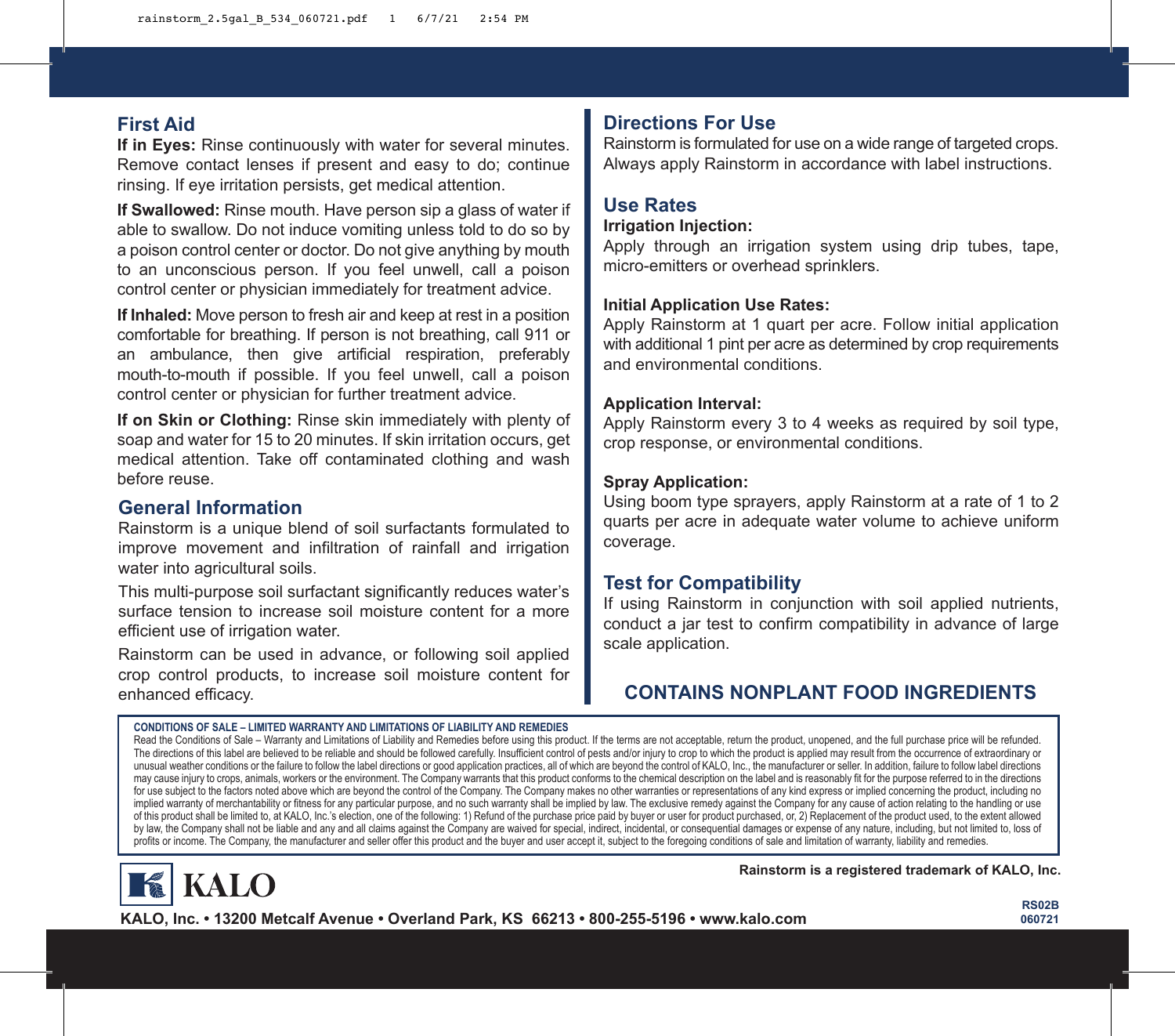## First Aid

**If in Eyes:** Rinse continuously with water for several minutes. Remove contact lenses if present and easy to do; continue rinsing. If eye irritation persists, get medical attention.

**If Swallowed:** Rinse mouth. Have person sip a glass of water if able to swallow. Do not induce vomiting unless told to do so by a poison control center or doctor. Do not give anything by mouth to an unconscious person. If you feel unwell, call a poison control center or physician immediately for treatment advice.

**If Inhaled:** Move person to fresh air and keep at rest in a position comfortable for breathing. If person is not breathing, call 911 or an ambulance, then give artificial respiration, preferably mouth-to-mouth if possible. If you feel unwell, call a poison control center or physician for further treatment advice.

**If on Skin or Clothing:** Rinse skin immediately with plenty of soap and water for 15 to 20 minutes. If skin irritation occurs, get medical attention. Take off contaminated clothing and wash before reuse.

## General Information

Rainstorm is a unique blend of soil surfactants formulated to improve movement and infiltration of rainfall and irrigation water into agricultural soils.

This multi-purpose soil surfactant significantly reduces water's surface tension to increase soil moisture content for a more efficient use of irrigation water.

Rainstorm can be used in advance, or following soil applied crop control products, to increase soil moisture content for enhanced efficacy.

## Directions For Use

Rainstorm is formulated for use on a wide range of targeted crops. Always apply Rainstorm in accordance with label instructions.

## Use Rates

**Irrigation Injection:**

Apply through an irrigation system using drip tubes, tape, micro-emitters or overhead sprinklers.

**Initial Application Use Rates:**

Apply Rainstorm at 1 quart per acre. Follow initial application with additional 1 pint per acre as determined by crop requirements and environmental conditions.

**Application Interval:**

Apply Rainstorm every 3 to 4 weeks as required by soil type, crop response, or environmental conditions.

**Spray Application:**

Using boom type sprayers, apply Rainstorm at a rate of 1 to 2 quarts per acre in adequate water volume to achieve uniform coverage.

## Test for Compatibility

If using Rainstorm in conjunction with soil applied nutrients, conduct a jar test to confirm compatibility in advance of large scale application.

**CONTAINS NONPLANT FOOD INGREDIENTS**

**CONDITIONS OF SALE – LIMITED WARRANTY AND LIMITATIONS OF LIABILITY AND REMEDIES**

Read the Conditions of Sale – Warranty and Limitations of Liability and Remedies before using this product. If the terms are not acceptable, return the product, unopened, and the full purchase price will be refunded. The directions of this label are believed to be reliable and should be followed carefully. Insufficient control of pests and/or injury to crop to which the product is applied may result from the occurrence of extraordinary or unusual weather conditions or the failure to follow the label directions or good application practices, all of which are beyond the control of KALO, Inc., the manufacturer or seller. In addition, failure to follow label directions may cause injury to crops, animals, workers or the environment. The Company warrants that this product conforms to the chemical description on the label and is reasonably fit for the purpose referred to in the directions for use subject to the factors noted above which are beyond the control of the Company. The Company makes no other warranties or representations of any kind express or implied concerning the product, including no implied warranty of merchantability or fitness for any particular purpose, and no such warranty shall be implied by law. The exclusive remedy against the Company for any cause of action relating to the handling or use of this product shall be limited to, at KALO, Inc.'s election, one of the following: 1) Refund of the purchase price paid by buyer or user for product purchased, or, 2) Replacement of the product used, to the extent allowed by law, the Company shall not be liable and any and all claims against the Company are waived for special, indirect, incidental, or consequential damages or expense of any nature, including, but not limited to, loss of profits or income. The Company, the manufacturer and seller offer this product and the buyer and user accept it, subject to the foregoing conditions of sale and limitation of warranty, liability and remedies.

KALO

**Rainstorm is a registered trademark of KALO, Inc.**

**KALO, Inc. • 13200 Metcalf Avenue • Overland Park, KS 66213 • 800-255-5196 • www.kalo.com**

**RS02B**
**060721**